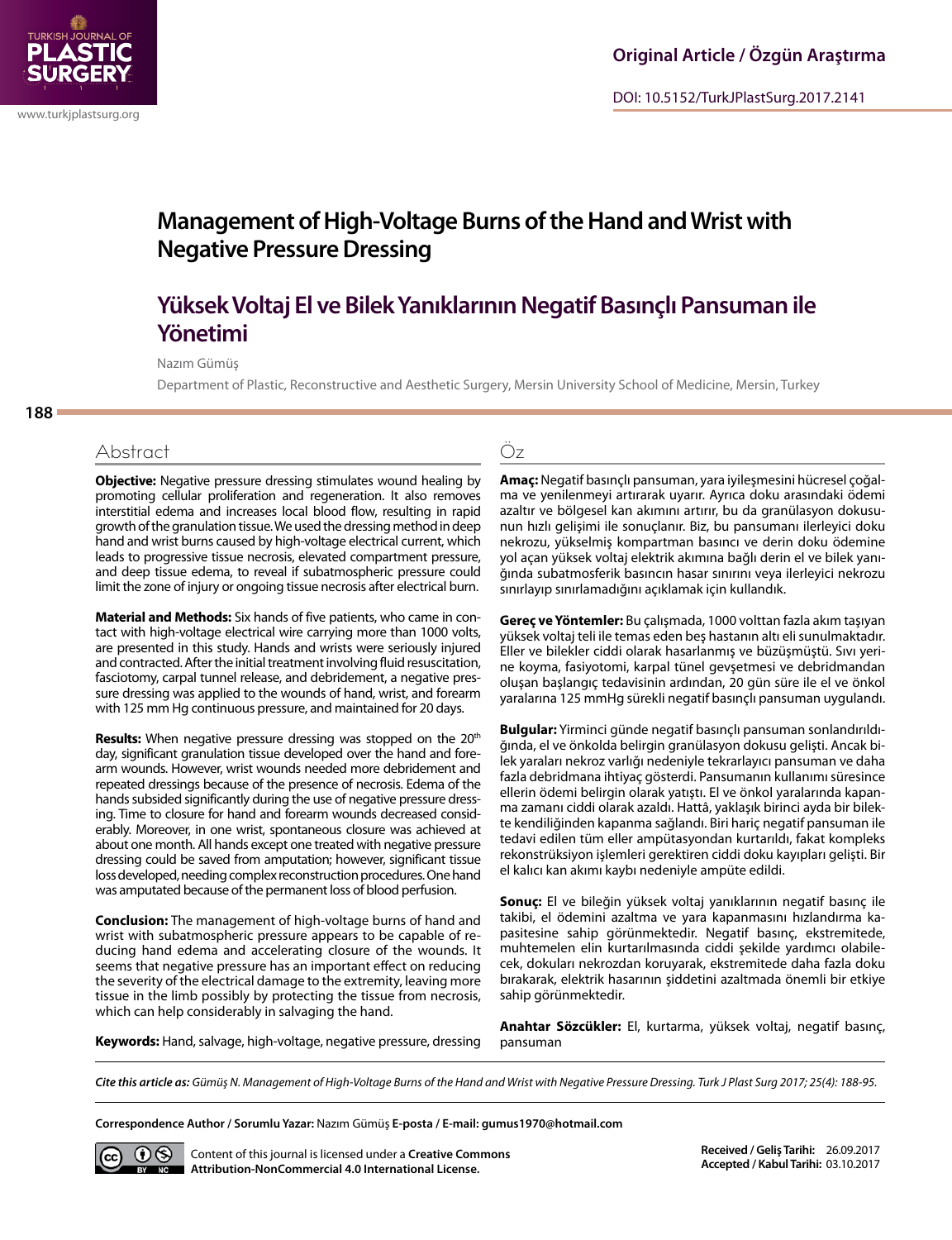**Original Article / Özgün Araştırma**

DOI: 10.5152/TurkJPlastSurg.2017.2141

# Management of High-Voltage Burns of the Hand and Wrist with Negative Pressure Dressing

# Yüksek Voltaj El ve Bilek Yanıklarının Negatif Basınçlı Pansuman ile Yönetimi

Nazım Gümüş

Department of Plastic, Reconstructive and Aesthetic Surgery, Mersin University School of Medicine, Mersin, Turkey

## Abstract

**Objective:** Negative pressure dressing stimulates wound healing by promoting cellular proliferation and regeneration. It also removes interstitial edema and increases local blood flow, resulting in rapid growth of the granulation tissue. We used the dressing method in deep hand and wrist burns caused by high-voltage electrical current, which leads to progressive tissue necrosis, elevated compartment pressure, and deep tissue edema, to reveal if subatmospheric pressure could limit the zone of injury or ongoing tissue necrosis after electrical burn.

**Material and Methods:** Six hands of five patients, who came in contact with high-voltage electrical wire carrying more than 1000 volts, are presented in this study. Hands and wrists were seriously injured and contracted. After the initial treatment involving fluid resuscitation, fasciotomy, carpal tunnel release, and debridement, a negative pressure dressing was applied to the wounds of hand, wrist, and forearm with 125 mm Hg continuous pressure, and maintained for 20 days.

**Results:** When negative pressure dressing was stopped on the 20th day, significant granulation tissue developed over the hand and forearm wounds. However, wrist wounds needed more debridement and repeated dressings because of the presence of necrosis. Edema of the hands subsided significantly during the use of negative pressure dressing. Time to closure for hand and forearm wounds decreased considerably. Moreover, in one wrist, spontaneous closure was achieved at about one month. All hands except one treated with negative pressure dressing could be saved from amputation; however, significant tissue loss developed, needing complex reconstruction procedures. One hand was amputated because of the permanent loss of blood perfusion.

**Conclusion:** The management of high-voltage burns of hand and wrist with subatmospheric pressure appears to be capable of reducing hand edema and accelerating closure of the wounds. It seems that negative pressure has an important effect on reducing the severity of the electrical damage to the extremity, leaving more tissue in the limb possibly by protecting the tissue from necrosis, which can help considerably in salvaging the hand.

**Keywords:** Hand, salvage, high-voltage, negative pressure, dressing

## Öz

**Amaç:** Negatif basınçlı pansuman, yara iyileşmesini hücresel çoğalma ve yenilenmeyi artırarak uyarır. Ayrıca doku arasındaki ödemi azaltır ve bölgesel kan akımını artırır, bu da granülasyon dokusunun hızlı gelişimi ile sonuçlanır. Biz, bu pansumanı ilerleyici doku nekrozu, yükselmiş kompartman basıncı ve derin doku ödemine yol açan yüksek voltaj elektrik akımına bağlı derin el ve bilek yanığında subatmosferik basıncın hasar sınırını veya ilerleyici nekrozu sınırlayıp sınırlamadığını açıklamak için kullandık.

**Gereç ve Yöntemler:** Bu çalışmada, 1000 volttan fazla akım taşıyan yüksek voltaj teli ile temas eden beş hastanın altı eli sunulmaktadır. Eller ve bilekler ciddi olarak hasarlanmış ve büzüşmüştü. Sıvı yerine koyma, fasiyotomi, karpal tünel gevşetmesi ve debridmandan oluşan başlangıç tedavisinin ardından, 20 gün süre ile el ve önkol yaralarına 125 mmHg sürekli negatif basınçlı pansuman uygulandı.

**Bulgular:** Yirminci günde negatif basınçlı pansuman sonlandırıldığında, el ve önkolda belirgin granülasyon dokusu gelişti. Ancak bilek yaraları nekroz varlığı nedeniyle tekrarlayıcı pansuman ve daha fazla debridmana ihtiyaç gösterdi. Pansumanın kullanımı süresince ellerin ödemi belirgin olarak yatıştı. El ve önkol yaralarında kapanma zamanı ciddi olarak azaldı. Hattâ, yaklaşık birinci ayda bir bilekte kendiliğinden kapanma sağlandı. Biri hariç negatif pansuman ile tedavi edilen tüm eller ampütasyondan kurtarıldı, fakat kompleks rekonstrüksiyon işlemleri gerektiren ciddi doku kayıpları gelişti. Bir el kalıcı kan akımı kaybı nedeniyle ampüte edildi.

**Sonuç:** El ve bileğin yüksek voltaj yanıklarının negatif basınç ile takibi, el ödemini azaltma ve yara kapanmasını hızlandırma kapasitesine sahip görünmektedir. Negatif basınç, ekstremitede, muhtemelen elin kurtarılmasında ciddi şekilde yardımcı olabilecek, dokuları nekrozdan koruyarak, ekstremitede daha fazla doku bırakarak, elektrik hasarının şiddetini azaltmada önemli bir etkiye sahip görünmektedir.

**Anahtar Sözcükler:** El, kurtarma, yüksek voltaj, negatif basınç, pansuman

***Cite this article as:*** *Gümüş N. Management of High-Voltage Burns of the Hand and Wrist with Negative Pressure Dressing. Turk J Plast Surg 2017; 25(4): 188-95.*

**Correspondence Author / Sorumlu Yazar:** Nazım Gümüş **E-posta / E-mail: gumus1970@hotmail.com**

Content of this journal is licensed under a **Creative Commons Attribution-NonCommercial 4.0 International License.**

**Received / Geliş Tarihi:** 26.09.2017
**Accepted / Kabul Tarihi:** 03.10.2017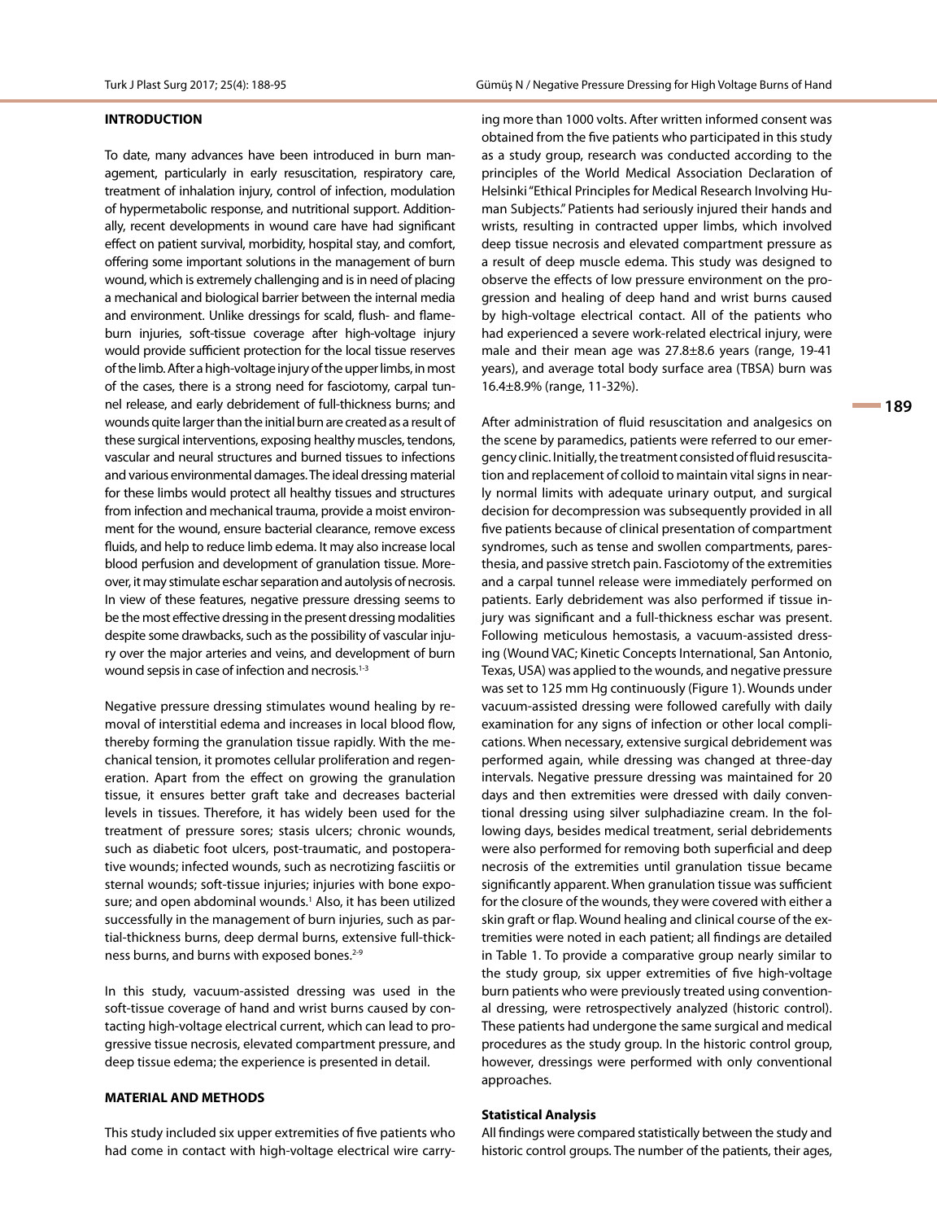## INTRODUCTION

To date, many advances have been introduced in burn management, particularly in early resuscitation, respiratory care, treatment of inhalation injury, control of infection, modulation of hypermetabolic response, and nutritional support. Additionally, recent developments in wound care have had significant effect on patient survival, morbidity, hospital stay, and comfort, offering some important solutions in the management of burn wound, which is extremely challenging and is in need of placing a mechanical and biological barrier between the internal media and environment. Unlike dressings for scald, flush- and flame-burn injuries, soft-tissue coverage after high-voltage injury would provide sufficient protection for the local tissue reserves of the limb. After a high-voltage injury of the upper limbs, in most of the cases, there is a strong need for fasciotomy, carpal tunnel release, and early debridement of full-thickness burns; and wounds quite larger than the initial burn are created as a result of these surgical interventions, exposing healthy muscles, tendons, vascular and neural structures and burned tissues to infections and various environmental damages. The ideal dressing material for these limbs would protect all healthy tissues and structures from infection and mechanical trauma, provide a moist environment for the wound, ensure bacterial clearance, remove excess fluids, and help to reduce limb edema. It may also increase local blood perfusion and development of granulation tissue. Moreover, it may stimulate eschar separation and autolysis of necrosis. In view of these features, negative pressure dressing seems to be the most effective dressing in the present dressing modalities despite some drawbacks, such as the possibility of vascular injury over the major arteries and veins, and development of burn wound sepsis in case of infection and necrosis.[1-3]

Negative pressure dressing stimulates wound healing by removal of interstitial edema and increases in local blood flow, thereby forming the granulation tissue rapidly. With the mechanical tension, it promotes cellular proliferation and regeneration. Apart from the effect on growing the granulation tissue, it ensures better graft take and decreases bacterial levels in tissues. Therefore, it has widely been used for the treatment of pressure sores; stasis ulcers; chronic wounds, such as diabetic foot ulcers, post-traumatic, and postoperative wounds; infected wounds, such as necrotizing fasciitis or sternal wounds; soft-tissue injuries; injuries with bone exposure; and open abdominal wounds.[1] Also, it has been utilized successfully in the management of burn injuries, such as partial-thickness burns, deep dermal burns, extensive full-thickness burns, and burns with exposed bones.[2-9]

In this study, vacuum-assisted dressing was used in the soft-tissue coverage of hand and wrist burns caused by contacting high-voltage electrical current, which can lead to progressive tissue necrosis, elevated compartment pressure, and deep tissue edema; the experience is presented in detail.

## MATERIAL AND METHODS

This study included six upper extremities of five patients who had come in contact with high-voltage electrical wire carrying more than 1000 volts. After written informed consent was obtained from the five patients who participated in this study as a study group, research was conducted according to the principles of the World Medical Association Declaration of Helsinki "Ethical Principles for Medical Research Involving Human Subjects." Patients had seriously injured their hands and wrists, resulting in contracted upper limbs, which involved deep tissue necrosis and elevated compartment pressure as a result of deep muscle edema. This study was designed to observe the effects of low pressure environment on the progression and healing of deep hand and wrist burns caused by high-voltage electrical contact. All of the patients who had experienced a severe work-related electrical injury, were male and their mean age was 27.8±8.6 years (range, 19-41 years), and average total body surface area (TBSA) burn was 16.4±8.9% (range, 11-32%).

After administration of fluid resuscitation and analgesics on the scene by paramedics, patients were referred to our emergency clinic. Initially, the treatment consisted of fluid resuscitation and replacement of colloid to maintain vital signs in nearly normal limits with adequate urinary output, and surgical decision for decompression was subsequently provided in all five patients because of clinical presentation of compartment syndromes, such as tense and swollen compartments, paresthesia, and passive stretch pain. Fasciotomy of the extremities and a carpal tunnel release were immediately performed on patients. Early debridement was also performed if tissue injury was significant and a full-thickness eschar was present. Following meticulous hemostasis, a vacuum-assisted dressing (Wound VAC; Kinetic Concepts International, San Antonio, Texas, USA) was applied to the wounds, and negative pressure was set to 125 mm Hg continuously (Figure 1). Wounds under vacuum-assisted dressing were followed carefully with daily examination for any signs of infection or other local complications. When necessary, extensive surgical debridement was performed again, while dressing was changed at three-day intervals. Negative pressure dressing was maintained for 20 days and then extremities were dressed with daily conventional dressing using silver sulphadiazine cream. In the following days, besides medical treatment, serial debridements were also performed for removing both superficial and deep necrosis of the extremities until granulation tissue became significantly apparent. When granulation tissue was sufficient for the closure of the wounds, they were covered with either a skin graft or flap. Wound healing and clinical course of the extremities were noted in each patient; all findings are detailed in Table 1. To provide a comparative group nearly similar to the study group, six upper extremities of five high-voltage burn patients who were previously treated using conventional dressing, were retrospectively analyzed (historic control). These patients had undergone the same surgical and medical procedures as the study group. In the historic control group, however, dressings were performed with only conventional approaches.

### Statistical Analysis

All findings were compared statistically between the study and historic control groups. The number of the patients, their ages,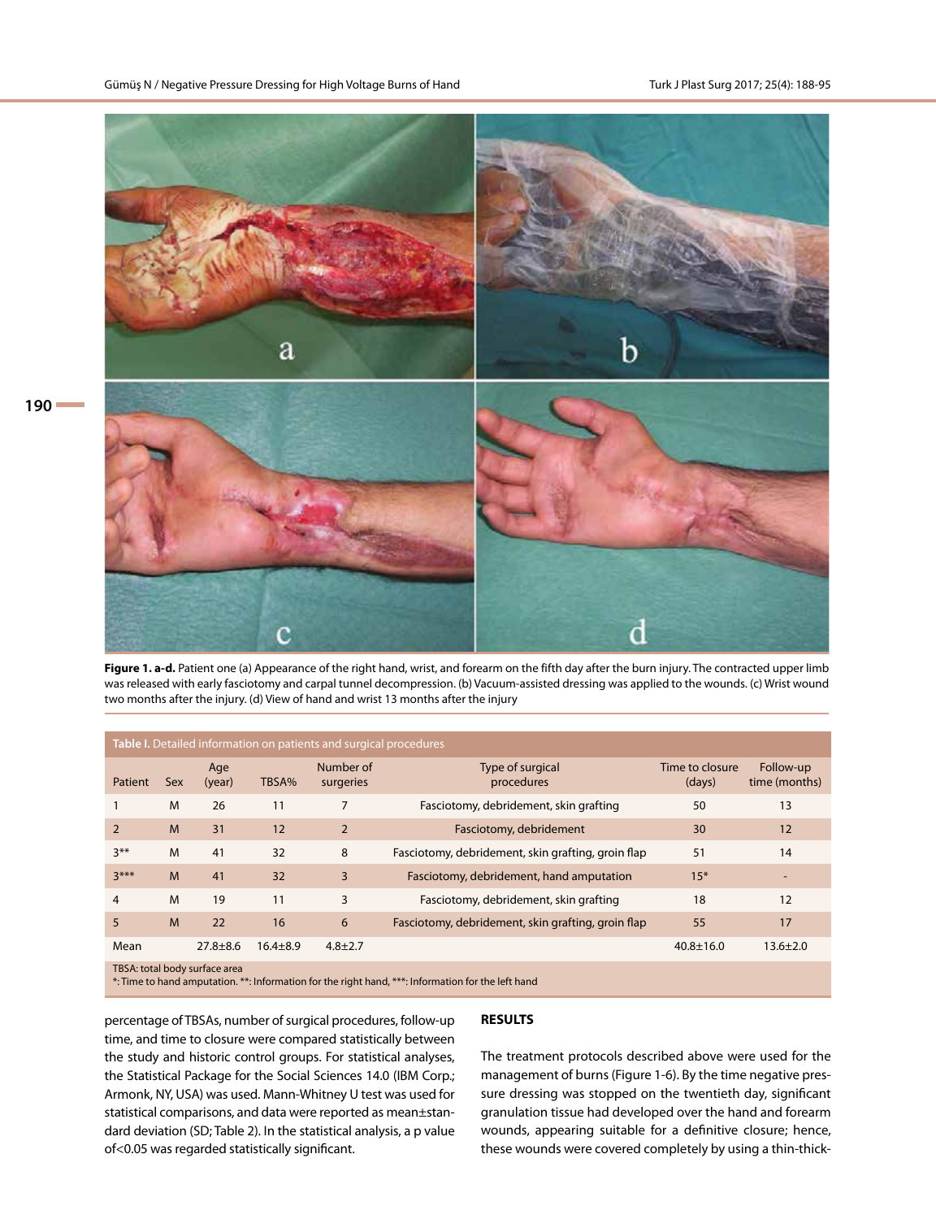**Figure 1. a-d.** Patient one (a) Appearance of the right hand, wrist, and forearm on the fifth day after the burn injury. The contracted upper limb was released with early fasciotomy and carpal tunnel decompression. (b) Vacuum-assisted dressing was applied to the wounds. (c) Wrist wound two months after the injury. (d) View of hand and wrist 13 months after the injury

**Table I.** Detailed information on patients and surgical procedures

| Patient | Sex | Age (year) | TBSA% | Number of surgeries | Type of surgical procedures | Time to closure (days) | Follow-up time (months) |
|---|---|---|---|---|---|---|---|
| 1 | M | 26 | 11 | 7 | Fasciotomy, debridement, skin grafting | 50 | 13 |
| 2 | M | 31 | 12 | 2 | Fasciotomy, debridement | 30 | 12 |
| 3** | M | 41 | 32 | 8 | Fasciotomy, debridement, skin grafting, groin flap | 51 | 14 |
| 3*** | M | 41 | 32 | 3 | Fasciotomy, debridement, hand amputation | 15* | - |
| 4 | M | 19 | 11 | 3 | Fasciotomy, debridement, skin grafting | 18 | 12 |
| 5 | M | 22 | 16 | 6 | Fasciotomy, debridement, skin grafting, groin flap | 55 | 17 |
| Mean | | 27.8±8.6 | 16.4±8.9 | 4.8±2.7 | | 40.8±16.0 | 13.6±2.0 |

TBSA: total body surface area
*: Time to hand amputation. **: Information for the right hand, ***: Information for the left hand

percentage of TBSAs, number of surgical procedures, follow-up time, and time to closure were compared statistically between the study and historic control groups. For statistical analyses, the Statistical Package for the Social Sciences 14.0 (IBM Corp.; Armonk, NY, USA) was used. Mann-Whitney U test was used for statistical comparisons, and data were reported as mean±standard deviation (SD; Table 2). In the statistical analysis, a p value of<0.05 was regarded statistically significant.

## RESULTS

The treatment protocols described above were used for the management of burns (Figure 1-6). By the time negative pressure dressing was stopped on the twentieth day, significant granulation tissue had developed over the hand and forearm wounds, appearing suitable for a definitive closure; hence, these wounds were covered completely by using a thin-thick-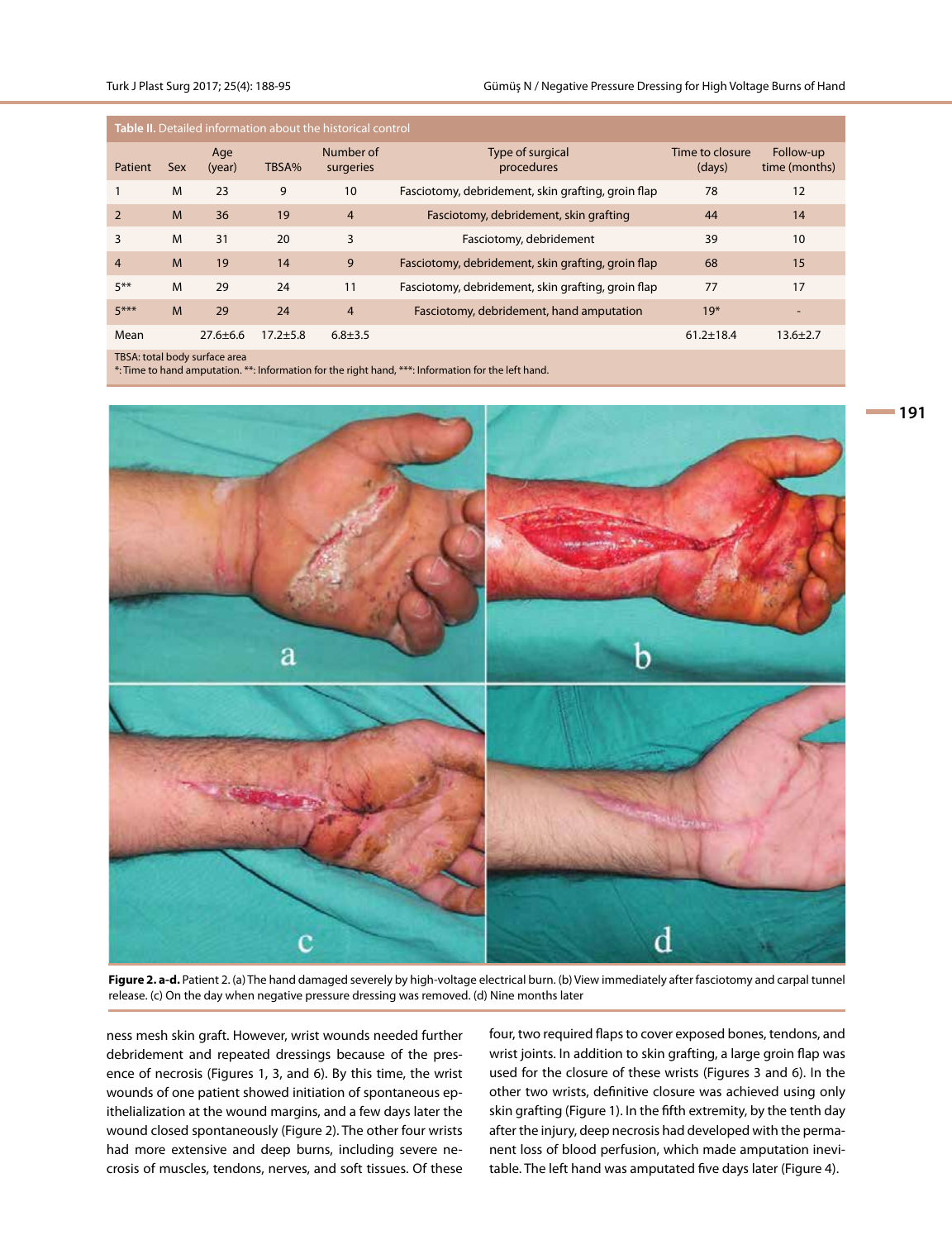**Table II.** Detailed information about the historical control

| Patient | Sex | Age (year) | TBSA% | Number of surgeries | Type of surgical procedures | Time to closure (days) | Follow-up time (months) |
|---|---|---|---|---|---|---|---|
| 1 | M | 23 | 9 | 10 | Fasciotomy, debridement, skin grafting, groin flap | 78 | 12 |
| 2 | M | 36 | 19 | 4 | Fasciotomy, debridement, skin grafting | 44 | 14 |
| 3 | M | 31 | 20 | 3 | Fasciotomy, debridement | 39 | 10 |
| 4 | M | 19 | 14 | 9 | Fasciotomy, debridement, skin grafting, groin flap | 68 | 15 |
| 5** | M | 29 | 24 | 11 | Fasciotomy, debridement, skin grafting, groin flap | 77 | 17 |
| 5*** | M | 29 | 24 | 4 | Fasciotomy, debridement, hand amputation | 19* | - |
| Mean | | 27.6±6.6 | 17.2±5.8 | 6.8±3.5 | | 61.2±18.4 | 13.6±2.7 |

TBSA: total body surface area
*: Time to hand amputation. **: Information for the right hand, ***: Information for the left hand.

**Figure 2. a-d.** Patient 2. (a) The hand damaged severely by high-voltage electrical burn. (b) View immediately after fasciotomy and carpal tunnel release. (c) On the day when negative pressure dressing was removed. (d) Nine months later

ness mesh skin graft. However, wrist wounds needed further debridement and repeated dressings because of the presence of necrosis (Figures 1, 3, and 6). By this time, the wrist wounds of one patient showed initiation of spontaneous epithelialization at the wound margins, and a few days later the wound closed spontaneously (Figure 2). The other four wrists had more extensive and deep burns, including severe necrosis of muscles, tendons, nerves, and soft tissues. Of these four, two required flaps to cover exposed bones, tendons, and wrist joints. In addition to skin grafting, a large groin flap was used for the closure of these wrists (Figures 3 and 6). In the other two wrists, definitive closure was achieved using only skin grafting (Figure 1). In the fifth extremity, by the tenth day after the injury, deep necrosis had developed with the permanent loss of blood perfusion, which made amputation inevitable. The left hand was amputated five days later (Figure 4).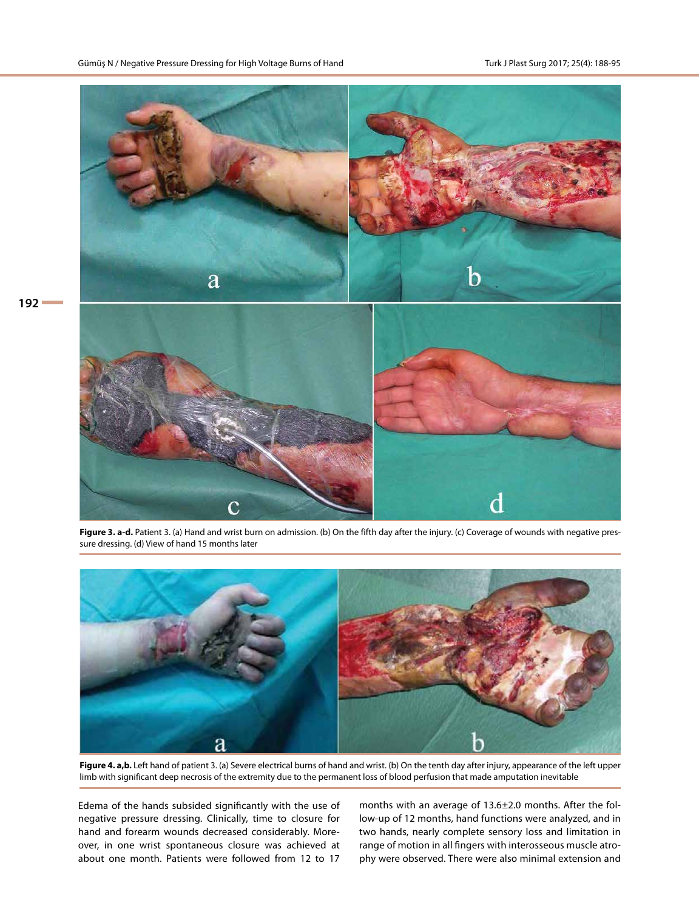**Figure 3. a-d.** Patient 3. (a) Hand and wrist burn on admission. (b) On the fifth day after the injury. (c) Coverage of wounds with negative pressure dressing. (d) View of hand 15 months later

**Figure 4. a,b.** Left hand of patient 3. (a) Severe electrical burns of hand and wrist. (b) On the tenth day after injury, appearance of the left upper limb with significant deep necrosis of the extremity due to the permanent loss of blood perfusion that made amputation inevitable

Edema of the hands subsided significantly with the use of negative pressure dressing. Clinically, time to closure for hand and forearm wounds decreased considerably. Moreover, in one wrist spontaneous closure was achieved at about one month. Patients were followed from 12 to 17 months with an average of 13.6±2.0 months. After the follow-up of 12 months, hand functions were analyzed, and in two hands, nearly complete sensory loss and limitation in range of motion in all fingers with interosseous muscle atrophy were observed. There were also minimal extension and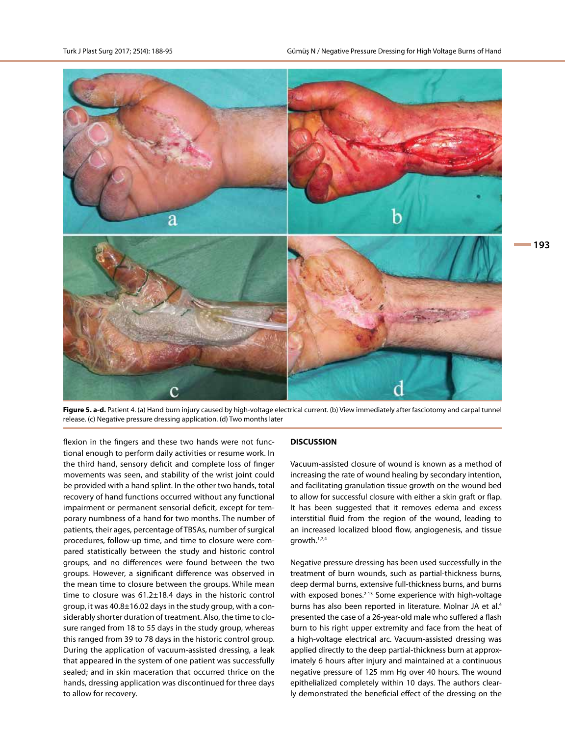**Figure 5. a-d.** Patient 4. (a) Hand burn injury caused by high-voltage electrical current. (b) View immediately after fasciotomy and carpal tunnel release. (c) Negative pressure dressing application. (d) Two months later

flexion in the fingers and these two hands were not functional enough to perform daily activities or resume work. In the third hand, sensory deficit and complete loss of finger movements was seen, and stability of the wrist joint could be provided with a hand splint. In the other two hands, total recovery of hand functions occurred without any functional impairment or permanent sensorial deficit, except for temporary numbness of a hand for two months. The number of patients, their ages, percentage of TBSAs, number of surgical procedures, follow-up time, and time to closure were compared statistically between the study and historic control groups, and no differences were found between the two groups. However, a significant difference was observed in the mean time to closure between the groups. While mean time to closure was 61.2±18.4 days in the historic control group, it was 40.8±16.02 days in the study group, with a considerably shorter duration of treatment. Also, the time to closure ranged from 18 to 55 days in the study group, whereas this ranged from 39 to 78 days in the historic control group. During the application of vacuum-assisted dressing, a leak that appeared in the system of one patient was successfully sealed; and in skin maceration that occurred thrice on the hands, dressing application was discontinued for three days to allow for recovery.

## DISCUSSION

Vacuum-assisted closure of wound is known as a method of increasing the rate of wound healing by secondary intention, and facilitating granulation tissue growth on the wound bed to allow for successful closure with either a skin graft or flap. It has been suggested that it removes edema and excess interstitial fluid from the region of the wound, leading to an increased localized blood flow, angiogenesis, and tissue growth.[1,2,4]

Negative pressure dressing has been used successfully in the treatment of burn wounds, such as partial-thickness burns, deep dermal burns, extensive full-thickness burns, and burns with exposed bones.[2-13] Some experience with high-voltage burns has also been reported in literature. Molnar JA et al.[4] presented the case of a 26-year-old male who suffered a flash burn to his right upper extremity and face from the heat of a high-voltage electrical arc. Vacuum-assisted dressing was applied directly to the deep partial-thickness burn at approximately 6 hours after injury and maintained at a continuous negative pressure of 125 mm Hg over 40 hours. The wound epithelialized completely within 10 days. The authors clearly demonstrated the beneficial effect of the dressing on the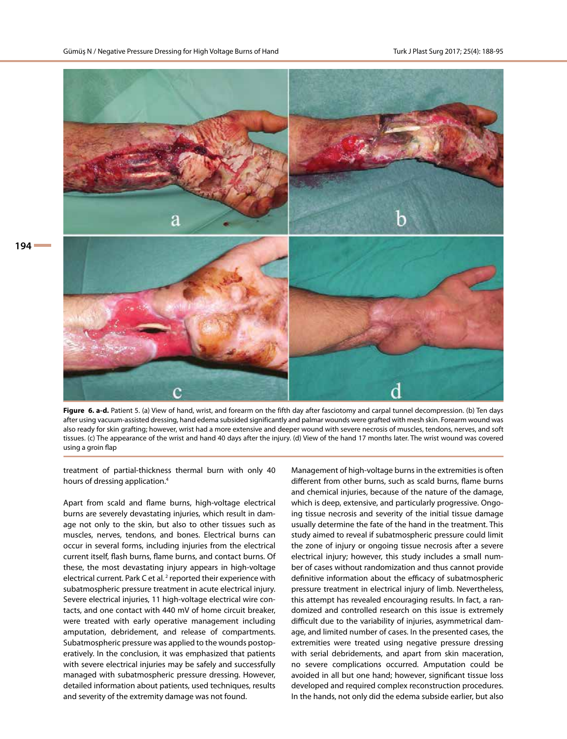**Figure 6. a-d.** Patient 5. (a) View of hand, wrist, and forearm on the fifth day after fasciotomy and carpal tunnel decompression. (b) Ten days after using vacuum-assisted dressing, hand edema subsided significantly and palmar wounds were grafted with mesh skin. Forearm wound was also ready for skin grafting; however, wrist had a more extensive and deeper wound with severe necrosis of muscles, tendons, nerves, and soft tissues. (c) The appearance of the wrist and hand 40 days after the injury. (d) View of the hand 17 months later. The wrist wound was covered using a groin flap

treatment of partial-thickness thermal burn with only 40 hours of dressing application.[4]

Apart from scald and flame burns, high-voltage electrical burns are severely devastating injuries, which result in damage not only to the skin, but also to other tissues such as muscles, nerves, tendons, and bones. Electrical burns can occur in several forms, including injuries from the electrical current itself, flash burns, flame burns, and contact burns. Of these, the most devastating injury appears in high-voltage electrical current. Park C et al.[2] reported their experience with subatmospheric pressure treatment in acute electrical injury. Severe electrical injuries, 11 high-voltage electrical wire contacts, and one contact with 440 mV of home circuit breaker, were treated with early operative management including amputation, debridement, and release of compartments. Subatmospheric pressure was applied to the wounds postoperatively. In the conclusion, it was emphasized that patients with severe electrical injuries may be safely and successfully managed with subatmospheric pressure dressing. However, detailed information about patients, used techniques, results and severity of the extremity damage was not found.

Management of high-voltage burns in the extremities is often different from other burns, such as scald burns, flame burns and chemical injuries, because of the nature of the damage, which is deep, extensive, and particularly progressive. Ongoing tissue necrosis and severity of the initial tissue damage usually determine the fate of the hand in the treatment. This study aimed to reveal if subatmospheric pressure could limit the zone of injury or ongoing tissue necrosis after a severe electrical injury; however, this study includes a small number of cases without randomization and thus cannot provide definitive information about the efficacy of subatmospheric pressure treatment in electrical injury of limb. Nevertheless, this attempt has revealed encouraging results. In fact, a randomized and controlled research on this issue is extremely difficult due to the variability of injuries, asymmetrical damage, and limited number of cases. In the presented cases, the extremities were treated using negative pressure dressing with serial debridements, and apart from skin maceration, no severe complications occurred. Amputation could be avoided in all but one hand; however, significant tissue loss developed and required complex reconstruction procedures. In the hands, not only did the edema subside earlier, but also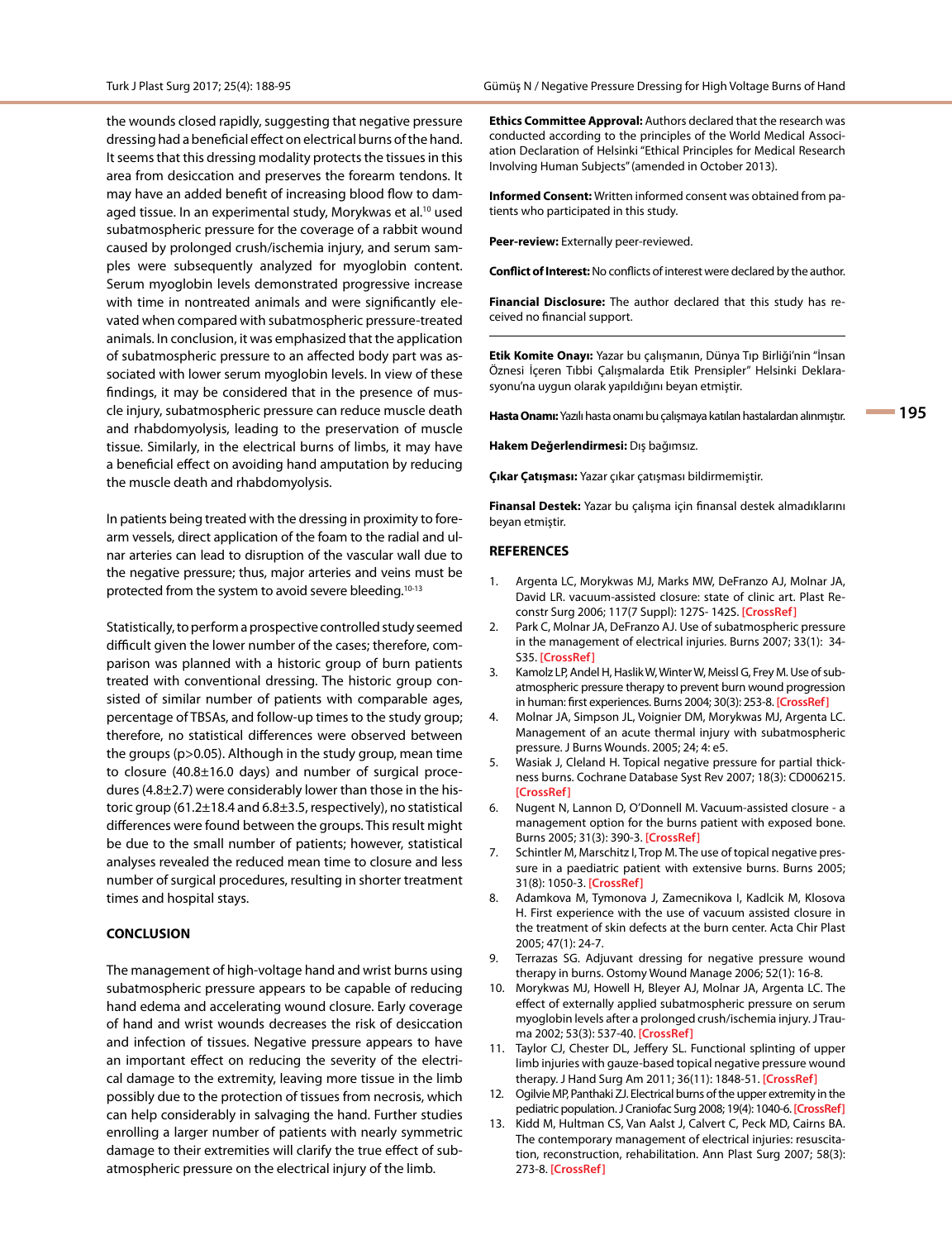the wounds closed rapidly, suggesting that negative pressure dressing had a beneficial effect on electrical burns of the hand. It seems that this dressing modality protects the tissues in this area from desiccation and preserves the forearm tendons. It may have an added benefit of increasing blood flow to damaged tissue. In an experimental study, Morykwas et al.[10] used subatmospheric pressure for the coverage of a rabbit wound caused by prolonged crush/ischemia injury, and serum samples were subsequently analyzed for myoglobin content. Serum myoglobin levels demonstrated progressive increase with time in nontreated animals and were significantly elevated when compared with subatmospheric pressure-treated animals. In conclusion, it was emphasized that the application of subatmospheric pressure to an affected body part was associated with lower serum myoglobin levels. In view of these findings, it may be considered that in the presence of muscle injury, subatmospheric pressure can reduce muscle death and rhabdomyolysis, leading to the preservation of muscle tissue. Similarly, in the electrical burns of limbs, it may have a beneficial effect on avoiding hand amputation by reducing the muscle death and rhabdomyolysis.

In patients being treated with the dressing in proximity to forearm vessels, direct application of the foam to the radial and ulnar arteries can lead to disruption of the vascular wall due to the negative pressure; thus, major arteries and veins must be protected from the system to avoid severe bleeding.[10-13]

Statistically, to perform a prospective controlled study seemed difficult given the lower number of the cases; therefore, comparison was planned with a historic group of burn patients treated with conventional dressing. The historic group consisted of similar number of patients with comparable ages, percentage of TBSAs, and follow-up times to the study group; therefore, no statistical differences were observed between the groups ($p>0.05$). Although in the study group, mean time to closure (40.8±16.0 days) and number of surgical procedures (4.8±2.7) were considerably lower than those in the historic group (61.2±18.4 and 6.8±3.5, respectively), no statistical differences were found between the groups. This result might be due to the small number of patients; however, statistical analyses revealed the reduced mean time to closure and less number of surgical procedures, resulting in shorter treatment times and hospital stays.

## CONCLUSION

The management of high-voltage hand and wrist burns using subatmospheric pressure appears to be capable of reducing hand edema and accelerating wound closure. Early coverage of hand and wrist wounds decreases the risk of desiccation and infection of tissues. Negative pressure appears to have an important effect on reducing the severity of the electrical damage to the extremity, leaving more tissue in the limb possibly due to the protection of tissues from necrosis, which can help considerably in salvaging the hand. Further studies enrolling a larger number of patients with nearly symmetric damage to their extremities will clarify the true effect of subatmospheric pressure on the electrical injury of the limb.

**Ethics Committee Approval:** Authors declared that the research was conducted according to the principles of the World Medical Association Declaration of Helsinki "Ethical Principles for Medical Research Involving Human Subjects" (amended in October 2013).

**Informed Consent:** Written informed consent was obtained from patients who participated in this study.

**Peer-review:** Externally peer-reviewed.

**Conflict of Interest:** No conflicts of interest were declared by the author.

**Financial Disclosure:** The author declared that this study has received no financial support.

---

**Etik Komite Onayı:** Yazar bu çalışmanın, Dünya Tıp Birliği'nin "İnsan Öznesi İçeren Tıbbi Çalışmalarda Etik Prensipler" Helsinki Deklarasyonu'na uygun olarak yapıldığını beyan etmiştir.

**Hasta Onamı:** Yazılı hasta onamı bu çalışmaya katılan hastalardan alınmıştır.

**Hakem Değerlendirmesi:** Dış bağımsız.

**Çıkar Çatışması:** Yazar çıkar çatışması bildirmemiştir.

**Finansal Destek:** Yazar bu çalışma için finansal destek almadıklarını beyan etmiştir.

## REFERENCES

1. Argenta LC, Morykwas MJ, Marks MW, DeFranzo AJ, Molnar JA, David LR. vacuum-assisted closure: state of clinic art. Plast Reconstr Surg 2006; 117(7 Suppl): 127S- 142S. [CrossRef]
2. Park C, Molnar JA, DeFranzo AJ. Use of subatmospheric pressure in the management of electrical injuries. Burns 2007; 33(1): 34-S35. [CrossRef]
3. Kamolz LP, Andel H, Haslik W, Winter W, Meissl G, Frey M. Use of subatmospheric pressure therapy to prevent burn wound progression in human: first experiences. Burns 2004; 30(3): 253-8. [CrossRef]
4. Molnar JA, Simpson JL, Voignier DM, Morykwas MJ, Argenta LC. Management of an acute thermal injury with subatmospheric pressure. J Burns Wounds. 2005; 24; 4: e5.
5. Wasiak J, Cleland H. Topical negative pressure for partial thickness burns. Cochrane Database Syst Rev 2007; 18(3): CD006215. [CrossRef]
6. Nugent N, Lannon D, O'Donnell M. Vacuum-assisted closure - a management option for the burns patient with exposed bone. Burns 2005; 31(3): 390-3. [CrossRef]
7. Schintler M, Marschitz I, Trop M. The use of topical negative pressure in a paediatric patient with extensive burns. Burns 2005; 31(8): 1050-3. [CrossRef]
8. Adamkova M, Tymonova J, Zamecnikova I, Kadlcik M, Klosova H. First experience with the use of vacuum assisted closure in the treatment of skin defects at the burn center. Acta Chir Plast 2005; 47(1): 24-7.
9. Terrazas SG. Adjuvant dressing for negative pressure wound therapy in burns. Ostomy Wound Manage 2006; 52(1): 16-8.
10. Morykwas MJ, Howell H, Bleyer AJ, Molnar JA, Argenta LC. The effect of externally applied subatmospheric pressure on serum myoglobin levels after a prolonged crush/ischemia injury. J Trauma 2002; 53(3): 537-40. [CrossRef]
11. Taylor CJ, Chester DL, Jeffery SL. Functional splinting of upper limb injuries with gauze-based topical negative pressure wound therapy. J Hand Surg Am 2011; 36(11): 1848-51. [CrossRef]
12. Ogilvie MP, Panthaki ZJ. Electrical burns of the upper extremity in the pediatric population. J Craniofac Surg 2008; 19(4): 1040-6. [CrossRef]
13. Kidd M, Hultman CS, Van Aalst J, Calvert C, Peck MD, Cairns BA. The contemporary management of electrical injuries: resuscitation, reconstruction, rehabilitation. Ann Plast Surg 2007; 58(3): 273-8. [CrossRef]